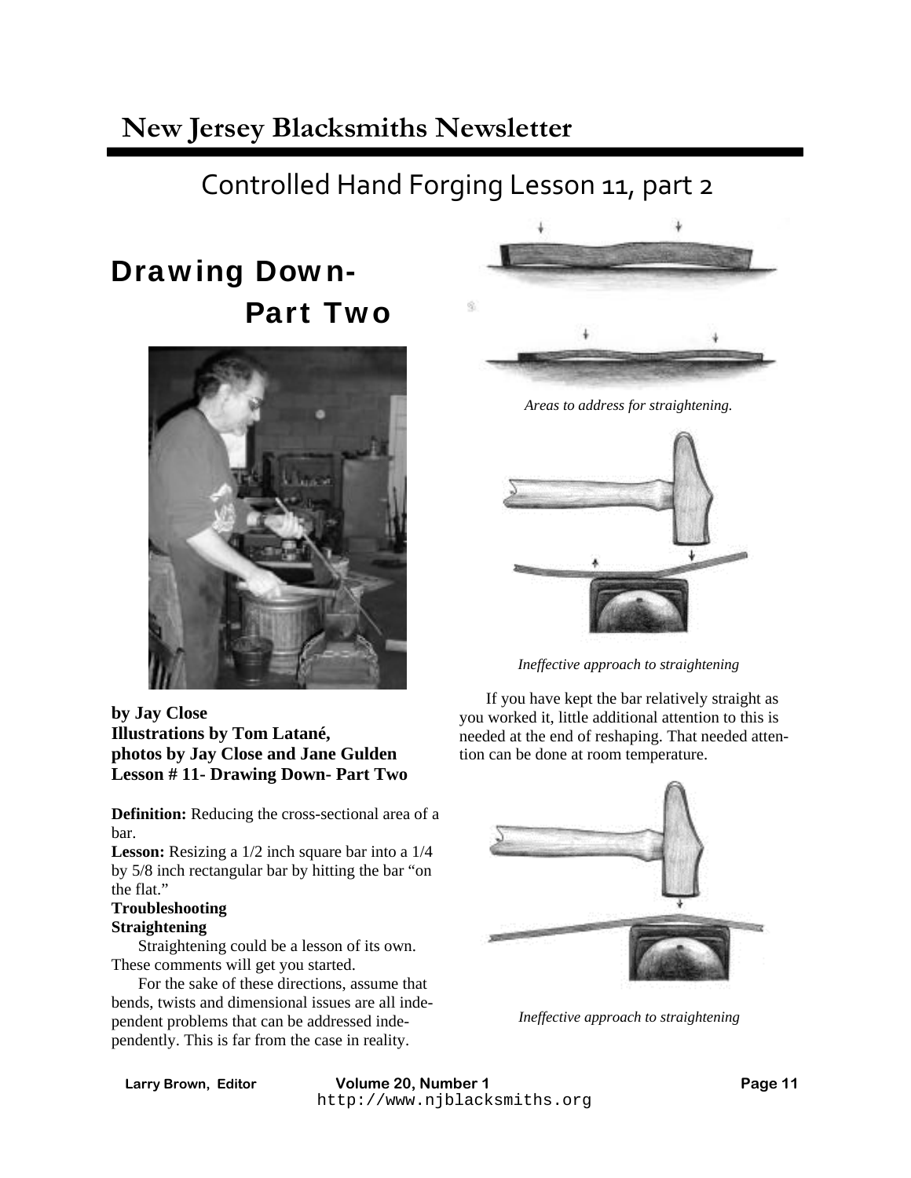# New Jersey Blacksmiths Newsletter

## Controlled Hand Forging Lesson 11, part 2

# Drawing Down- Part Two

**by Jay Close**
**Illustrations by Tom Latané,**
**photos by Jay Close and Jane Gulden**
**Lesson # 11- Drawing Down- Part Two**

**Definition:** Reducing the cross-sectional area of a bar.
**Lesson:** Resizing a 1/2 inch square bar into a 1/4 by 5/8 inch rectangular bar by hitting the bar "on the flat."

**Troubleshooting**

**Straightening**

Straightening could be a lesson of its own. These comments will get you started.

For the sake of these directions, assume that bends, twists and dimensional issues are all independent problems that can be addressed independently. This is far from the case in reality.

*Areas to address for straightening.*

*Ineffective approach to straightening*

If you have kept the bar relatively straight as you worked it, little additional attention to this is needed at the end of reshaping. That needed attention can be done at room temperature.

*Ineffective approach to straightening*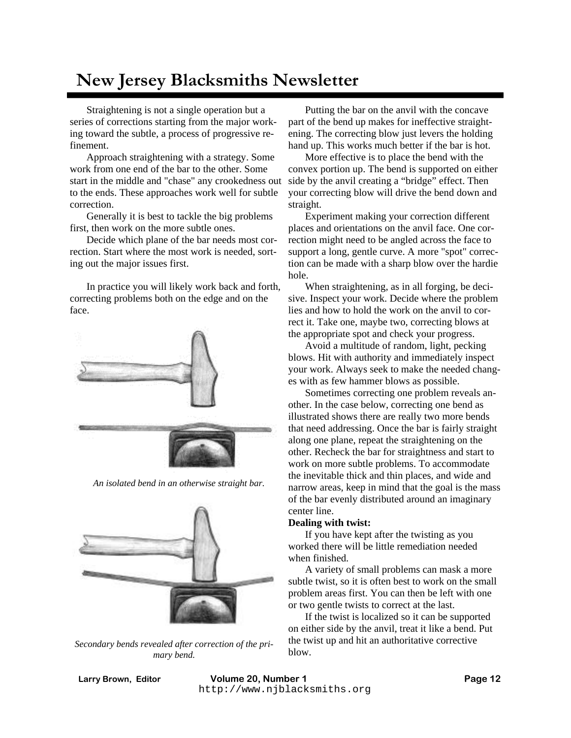Straightening is not a single operation but a series of corrections starting from the major working toward the subtle, a process of progressive refinement.

Approach straightening with a strategy. Some work from one end of the bar to the other. Some start in the middle and "chase" any crookedness out to the ends. These approaches work well for subtle correction.

Generally it is best to tackle the big problems first, then work on the more subtle ones.

Decide which plane of the bar needs most correction. Start where the most work is needed, sorting out the major issues first.

In practice you will likely work back and forth, correcting problems both on the edge and on the face.

*An isolated bend in an otherwise straight bar.*

*Secondary bends revealed after correction of the primary bend.*

Putting the bar on the anvil with the concave part of the bend up makes for ineffective straightening. The correcting blow just levers the holding hand up. This works much better if the bar is hot.

More effective is to place the bend with the convex portion up. The bend is supported on either side by the anvil creating a “bridge” effect. Then your correcting blow will drive the bend down and straight.

Experiment making your correction different places and orientations on the anvil face. One correction might need to be angled across the face to support a long, gentle curve. A more "spot" correction can be made with a sharp blow over the hardie hole.

When straightening, as in all forging, be decisive. Inspect your work. Decide where the problem lies and how to hold the work on the anvil to correct it. Take one, maybe two, correcting blows at the appropriate spot and check your progress.

Avoid a multitude of random, light, pecking blows. Hit with authority and immediately inspect your work. Always seek to make the needed changes with as few hammer blows as possible.

Sometimes correcting one problem reveals another. In the case below, correcting one bend as illustrated shows there are really two more bends that need addressing. Once the bar is fairly straight along one plane, repeat the straightening on the other. Recheck the bar for straightness and start to work on more subtle problems. To accommodate the inevitable thick and thin places, and wide and narrow areas, keep in mind that the goal is the mass of the bar evenly distributed around an imaginary center line.

**Dealing with twist:**

If you have kept after the twisting as you worked there will be little remediation needed when finished.

A variety of small problems can mask a more subtle twist, so it is often best to work on the small problem areas first. You can then be left with one or two gentle twists to correct at the last.

If the twist is localized so it can be supported on either side by the anvil, treat it like a bend. Put the twist up and hit an authoritative corrective blow.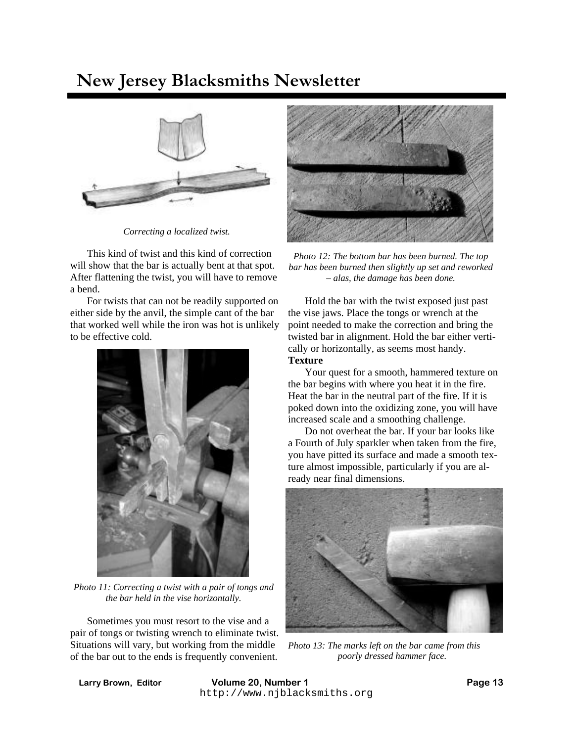*Correcting a localized twist.*

This kind of twist and this kind of correction will show that the bar is actually bent at that spot. After flattening the twist, you will have to remove a bend.

For twists that can not be readily supported on either side by the anvil, the simple cant of the bar that worked well while the iron was hot is unlikely to be effective cold.

*Photo 11: Correcting a twist with a pair of tongs and the bar held in the vise horizontally.*

Sometimes you must resort to the vise and a pair of tongs or twisting wrench to eliminate twist. Situations will vary, but working from the middle of the bar out to the ends is frequently convenient.

*Photo 12: The bottom bar has been burned. The top bar has been burned then slightly up set and reworked – alas, the damage has been done.*

Hold the bar with the twist exposed just past the vise jaws. Place the tongs or wrench at the point needed to make the correction and bring the twisted bar in alignment. Hold the bar either vertically or horizontally, as seems most handy.

**Texture**

Your quest for a smooth, hammered texture on the bar begins with where you heat it in the fire. Heat the bar in the neutral part of the fire. If it is poked down into the oxidizing zone, you will have increased scale and a smoothing challenge.

Do not overheat the bar. If your bar looks like a Fourth of July sparkler when taken from the fire, you have pitted its surface and made a smooth texture almost impossible, particularly if you are already near final dimensions.

*Photo 13: The marks left on the bar came from this poorly dressed hammer face.*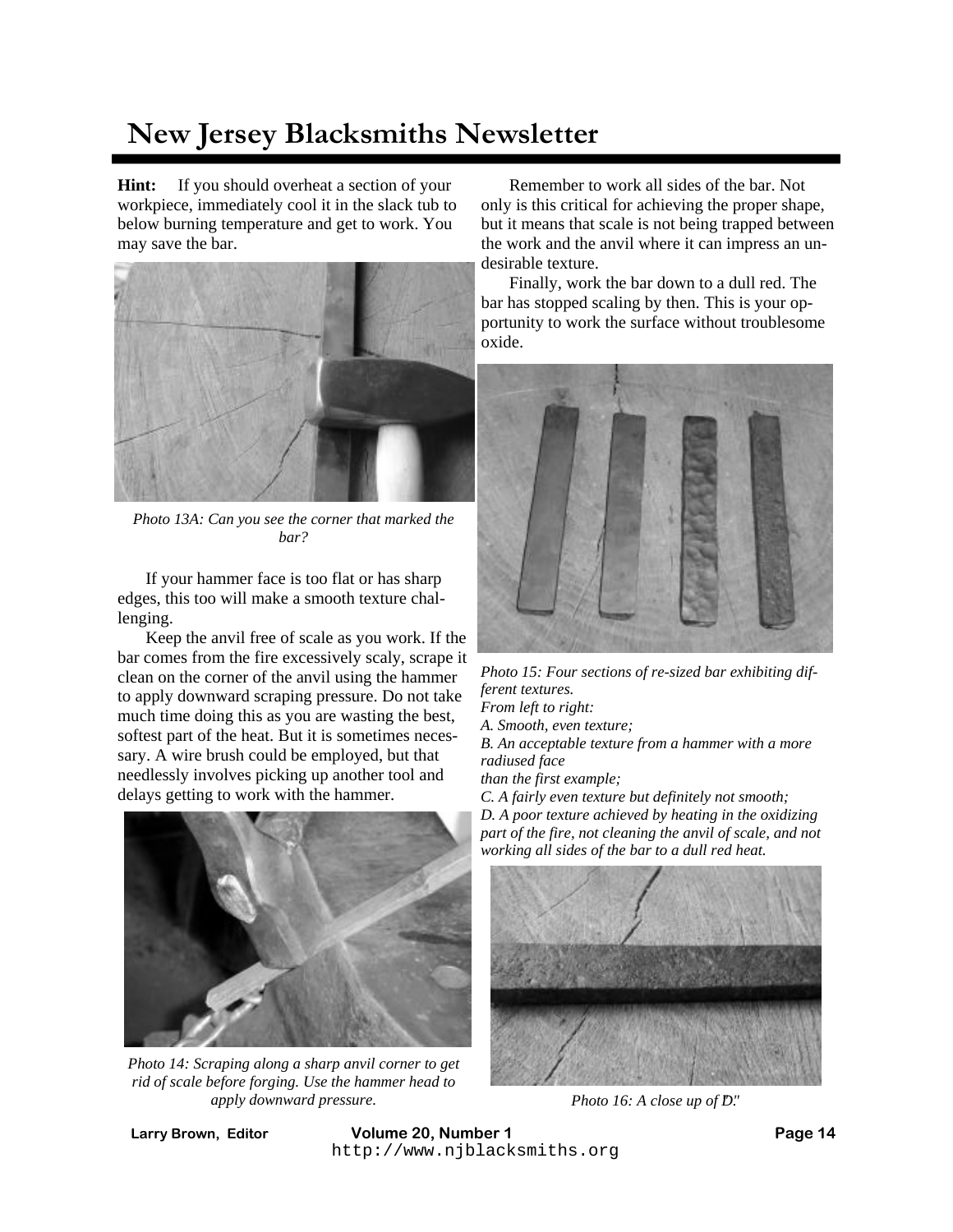**Hint:** If you should overheat a section of your workpiece, immediately cool it in the slack tub to below burning temperature and get to work. You may save the bar.

*Photo 13A: Can you see the corner that marked the bar?*

If your hammer face is too flat or has sharp edges, this too will make a smooth texture challenging.

Keep the anvil free of scale as you work. If the bar comes from the fire excessively scaly, scrape it clean on the corner of the anvil using the hammer to apply downward scraping pressure. Do not take much time doing this as you are wasting the best, softest part of the heat. But it is sometimes necessary. A wire brush could be employed, but that needlessly involves picking up another tool and delays getting to work with the hammer.

*Photo 14: Scraping along a sharp anvil corner to get rid of scale before forging. Use the hammer head to apply downward pressure.*

Remember to work all sides of the bar. Not only is this critical for achieving the proper shape, but it means that scale is not being trapped between the work and the anvil where it can impress an undesirable texture.

Finally, work the bar down to a dull red. The bar has stopped scaling by then. This is your opportunity to work the surface without troublesome oxide.

*Photo 15: Four sections of re-sized bar exhibiting different textures.*
*From left to right:*
*A. Smooth, even texture;*
*B. An acceptable texture from a hammer with a more radiused face than the first example;*
*C. A fairly even texture but definitely not smooth;*
*D. A poor texture achieved by heating in the oxidizing part of the fire, not cleaning the anvil of scale, and not working all sides of the bar to a dull red heat.*

*Photo 16: A close up of D."*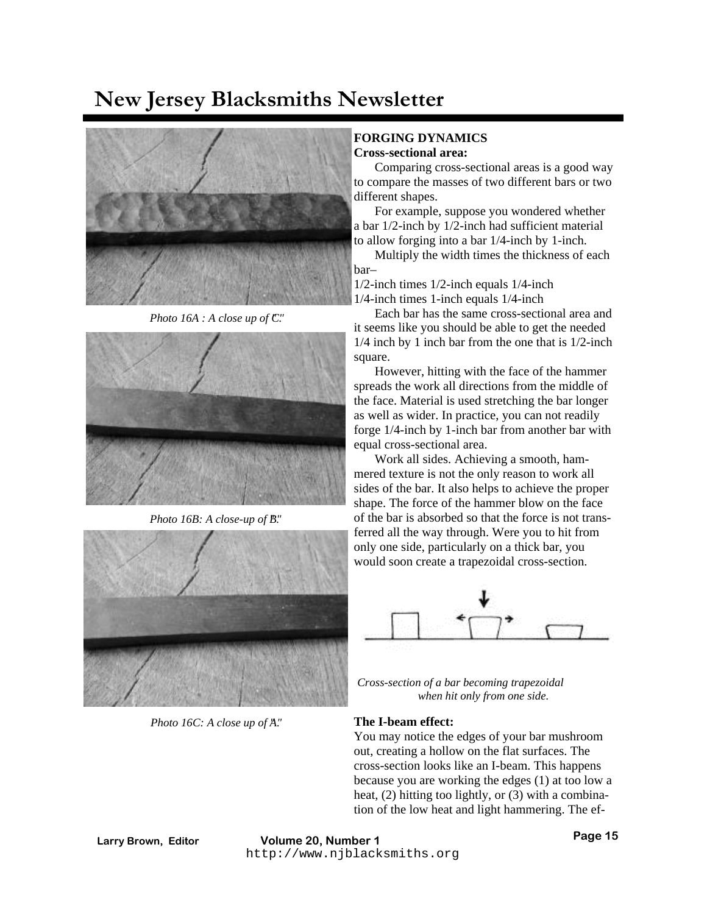Photo 16A : A close up of "C."

Photo 16B: A close-up of "B."

Photo 16C: A close up of "A."

**FORGING DYNAMICS**

**Cross-sectional area:**

Comparing cross-sectional areas is a good way to compare the masses of two different bars or two different shapes.

For example, suppose you wondered whether a bar 1/2-inch by 1/2-inch had sufficient material to allow forging into a bar 1/4-inch by 1-inch.

Multiply the width times the thickness of each bar–

1/2-inch times 1/2-inch equals 1/4-inch
1/4-inch times 1-inch equals 1/4-inch

Each bar has the same cross-sectional area and it seems like you should be able to get the needed 1/4 inch by 1 inch bar from the one that is 1/2-inch square.

However, hitting with the face of the hammer spreads the work all directions from the middle of the face. Material is used stretching the bar longer as well as wider. In practice, you can not readily forge 1/4-inch by 1-inch bar from another bar with equal cross-sectional area.

Work all sides. Achieving a smooth, hammered texture is not the only reason to work all sides of the bar. It also helps to achieve the proper shape. The force of the hammer blow on the face of the bar is absorbed so that the force is not transferred all the way through. Were you to hit from only one side, particularly on a thick bar, you would soon create a trapezoidal cross-section.

*Cross-section of a bar becoming trapezoidal when hit only from one side.*

**The I-beam effect:**

You may notice the edges of your bar mushroom out, creating a hollow on the flat surfaces. The cross-section looks like an I-beam. This happens because you are working the edges (1) at too low a heat, (2) hitting too lightly, or (3) with a combination of the low heat and light hammering. The ef-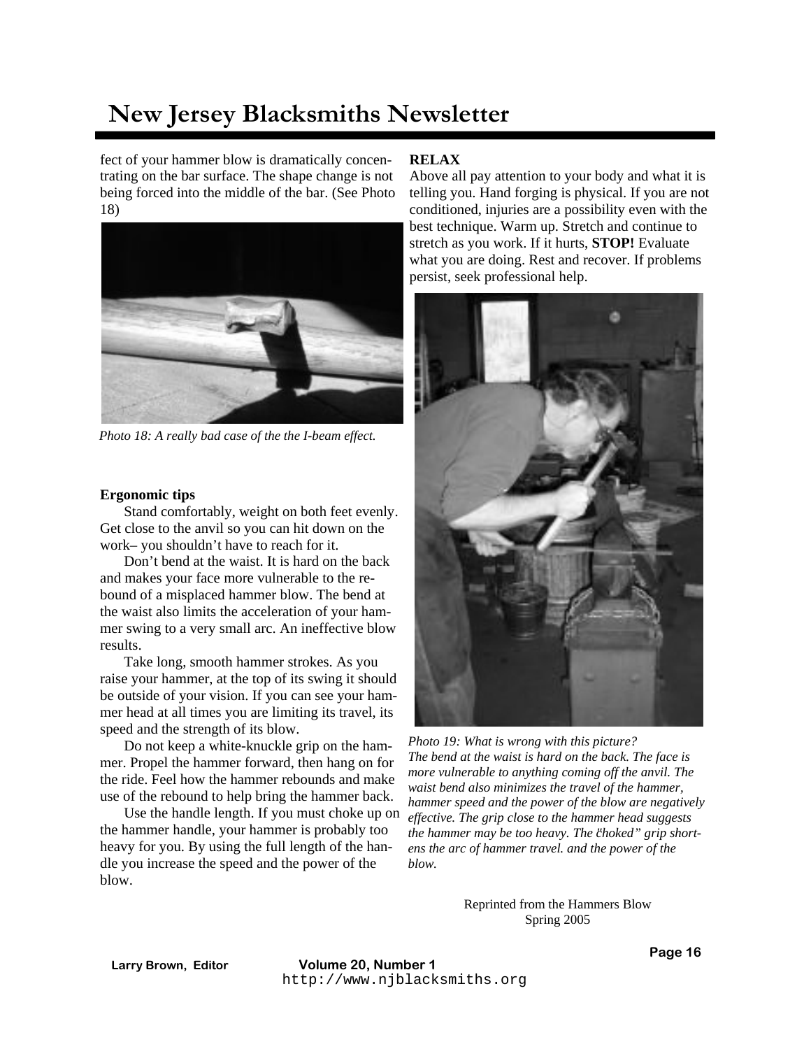fect of your hammer blow is dramatically concentrating on the bar surface. The shape change is not being forced into the middle of the bar. (See Photo 18)

*Photo 18: A really bad case of the the I-beam effect.*

**Ergonomic tips**

Stand comfortably, weight on both feet evenly. Get close to the anvil so you can hit down on the work– you shouldn't have to reach for it.

Don't bend at the waist. It is hard on the back and makes your face more vulnerable to the rebound of a misplaced hammer blow. The bend at the waist also limits the acceleration of your hammer swing to a very small arc. An ineffective blow results.

Take long, smooth hammer strokes. As you raise your hammer, at the top of its swing it should be outside of your vision. If you can see your hammer head at all times you are limiting its travel, its speed and the strength of its blow.

Do not keep a white-knuckle grip on the hammer. Propel the hammer forward, then hang on for the ride. Feel how the hammer rebounds and make use of the rebound to help bring the hammer back.

Use the handle length. If you must choke up on the hammer handle, your hammer is probably too heavy for you. By using the full length of the handle you increase the speed and the power of the blow.

**RELAX**

Above all pay attention to your body and what it is telling you. Hand forging is physical. If you are not conditioned, injuries are a possibility even with the best technique. Warm up. Stretch and continue to stretch as you work. If it hurts, **STOP!** Evaluate what you are doing. Rest and recover. If problems persist, seek professional help.

*Photo 19: What is wrong with this picture? The bend at the waist is hard on the back. The face is more vulnerable to anything coming off the anvil. The waist bend also minimizes the travel of the hammer, hammer speed and the power of the blow are negatively effective. The grip close to the hammer head suggests the hammer may be too heavy. The "choked" grip shortens the arc of hammer travel. and the power of the blow.*

Reprinted from the Hammers Blow
Spring 2005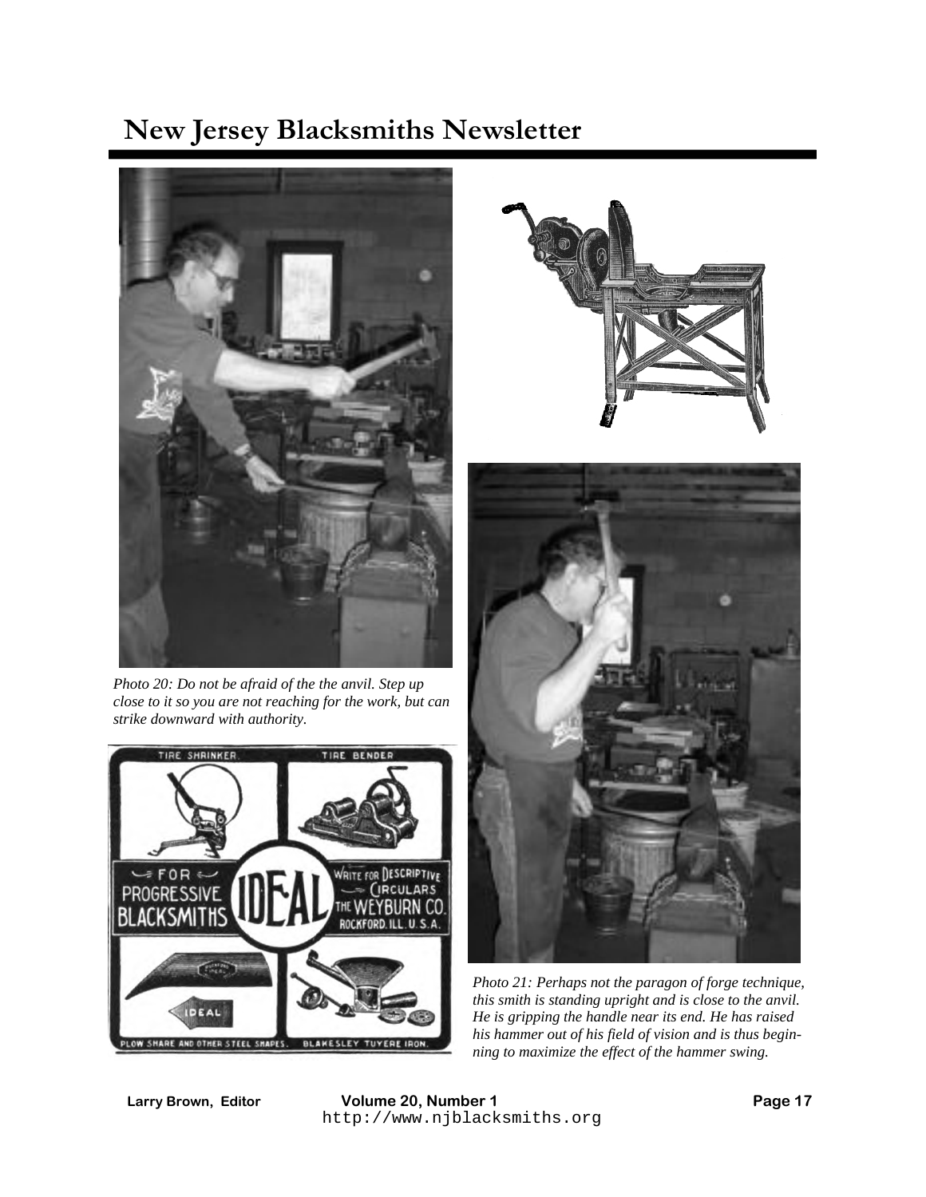*Photo 20: Do not be afraid of the the anvil. Step up close to it so you are not reaching for the work, but can strike downward with authority.*

TIRE SHRINKER. TIRE BENDER

FOR PROGRESSIVE BLACKSMITHS

IDEAL

WRITE FOR DESCRIPTIVE CIRCULARS THE WEYBURN CO. ROCKFORD. ILL. U. S. A.

PLOW SHARE AND OTHER STEEL SHAPES. BLAKESLEY TUYERE IRON.

*Photo 21: Perhaps not the paragon of forge technique, this smith is standing upright and is close to the anvil. He is gripping the handle near its end. He has raised his hammer out of his field of vision and is thus beginning to maximize the effect of the hammer swing.*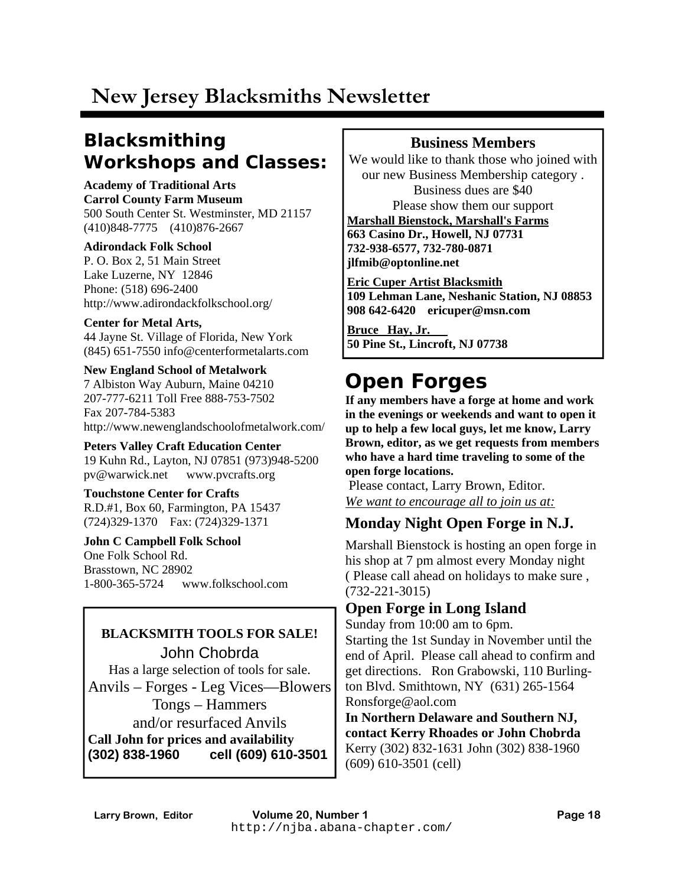# New Jersey Blacksmiths Newsletter

## Blacksmithing Workshops and Classes:

**Academy of Traditional Arts**
**Carrol County Farm Museum**
500 South Center St. Westminster, MD 21157
(410)848-7775 (410)876-2667

**Adirondack Folk School**
P. O. Box 2, 51 Main Street
Lake Luzerne, NY 12846
Phone: (518) 696-2400
http://www.adirondackfolkschool.org/

**Center for Metal Arts,**
44 Jayne St. Village of Florida, New York
(845) 651-7550 info@centerformetalarts.com

**New England School of Metalwork**
7 Albiston Way Auburn, Maine 04210
207-777-6211 Toll Free 888-753-7502
Fax 207-784-5383
http://www.newenglandschoolofmetalwork.com/

**Peters Valley Craft Education Center**
19 Kuhn Rd., Layton, NJ 07851 (973)948-5200
pv@warwick.net www.pvcrafts.org

**Touchstone Center for Crafts**
R.D.#1, Box 60, Farmington, PA 15437
(724)329-1370 Fax: (724)329-1371

**John C Campbell Folk School**
One Folk School Rd.
Brasstown, NC 28902
1-800-365-5724 www.folkschool.com

**BLACKSMITH TOOLS FOR SALE!**

John Chobrda

Has a large selection of tools for sale.

Anvils – Forges - Leg Vices—Blowers

Tongs – Hammers

and/or resurfaced Anvils

**Call John for prices and availability**
**(302) 838-1960 cell (609) 610-3501**

### Business Members

We would like to thank those who joined with our new Business Membership category .
Business dues are $40
Please show them our support

**Marshall Bienstock, Marshall's Farms**
**663 Casino Dr., Howell, NJ 07731**
**732-938-6577, 732-780-0871**
**jlfmib@optonline.net**

**Eric Cuper Artist Blacksmith**
**109 Lehman Lane, Neshanic Station, NJ 08853**
**908 642-6420 ericuper@msn.com**

**Bruce Hay, Jr.**
**50 Pine St., Lincroft, NJ 07738**

## Open Forges

**If any members have a forge at home and work in the evenings or weekends and want to open it up to help a few local guys, let me know, Larry Brown, editor, as we get requests from members who have a hard time traveling to some of the open forge locations.**

Please contact, Larry Brown, Editor.

*We want to encourage all to join us at:*

### Monday Night Open Forge in N.J.

Marshall Bienstock is hosting an open forge in his shop at 7 pm almost every Monday night ( Please call ahead on holidays to make sure , (732-221-3015)

### Open Forge in Long Island

Sunday from 10:00 am to 6pm.
Starting the 1st Sunday in November until the end of April. Please call ahead to confirm and get directions. Ron Grabowski, 110 Burlington Blvd. Smithtown, NY (631) 265-1564
Ronsforge@aol.com

**In Northern Delaware and Southern NJ, contact Kerry Rhoades or John Chobrda**
Kerry (302) 832-1631 John (302) 838-1960
(609) 610-3501 (cell)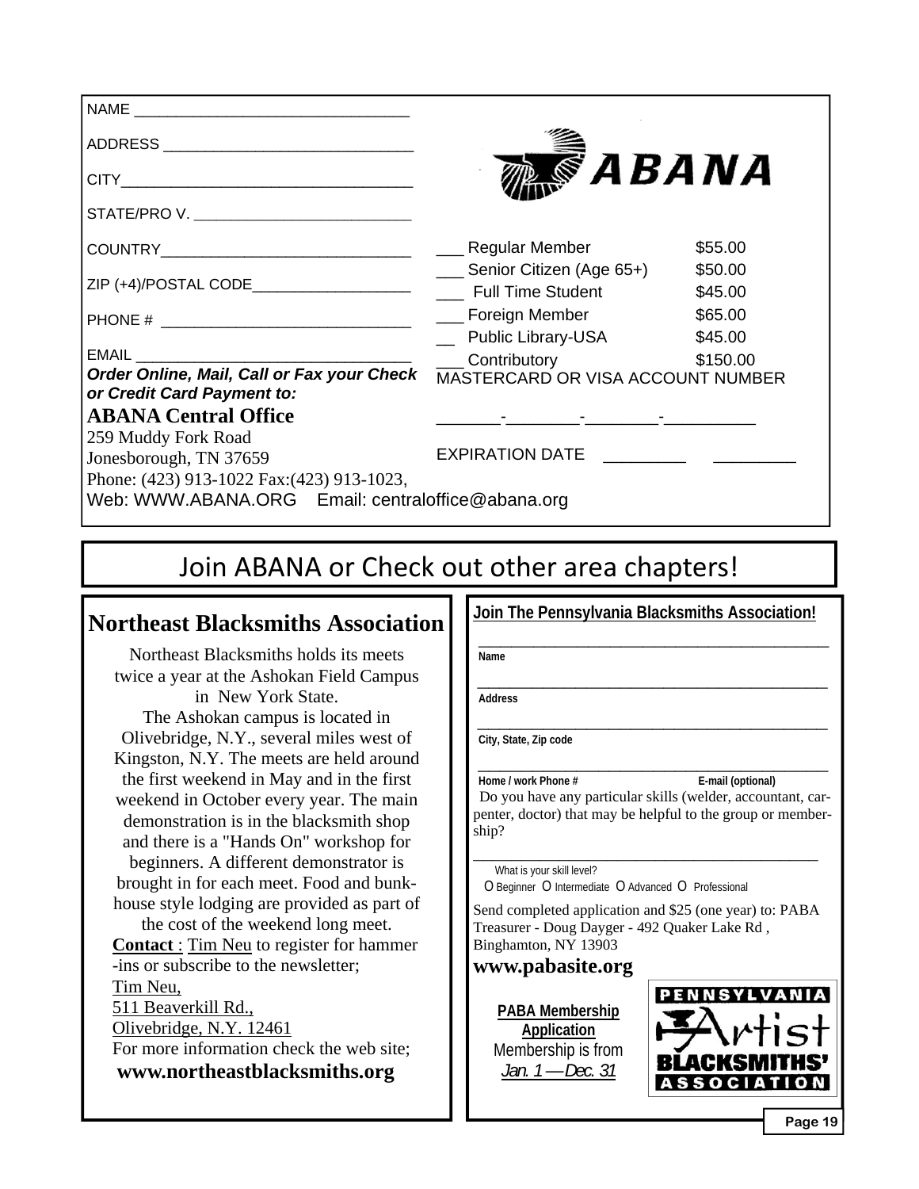NAME ________________________________

ADDRESS ______________________________

CITY__________________________________

STATE/PRO V. __________________________

COUNTRY______________________________

ZIP (+4)/POSTAL CODE___________________

PHONE # ______________________________

EMAIL ________________________________

***Order Online, Mail, Call or Fax your Check or Credit Card Payment to:***

**ABANA Central Office**
259 Muddy Fork Road
Jonesborough, TN 37659
Phone: (423) 913-1022 Fax:(423) 913-1023,
Web: WWW.ABANA.ORG    Email: centraloffice@abana.org

ABANA

| | |
|---|---|
| ___ Regular Member | $55.00 |
| ___ Senior Citizen (Age 65+) | $50.00 |
| ___ Full Time Student | $45.00 |
| ___ Foreign Member | $65.00 |
| __ Public Library-USA | $45.00 |
| ___ Contributory | $150.00 |

MASTERCARD OR VISA ACCOUNT NUMBER

_______-________-________-__________

EXPIRATION DATE _________ _________

# Join ABANA or Check out other area chapters!

## Northeast Blacksmiths Association

Northeast Blacksmiths holds its meets twice a year at the Ashokan Field Campus in New York State.
The Ashokan campus is located in Olivebridge, N.Y., several miles west of Kingston, N.Y. The meets are held around the first weekend in May and in the first weekend in October every year. The main demonstration is in the blacksmith shop and there is a "Hands On" workshop for beginners. A different demonstrator is brought in for each meet. Food and bunkhouse style lodging are provided as part of the cost of the weekend long meet.
**Contact** : Tim Neu to register for hammer-ins or subscribe to the newsletter;
Tim Neu,
511 Beaverkill Rd.,
Olivebridge, N.Y. 12461
For more information check the web site;
**www.northeastblacksmiths.org**

## Join The Pennsylvania Blacksmiths Association!

_____________________________________________
**Name**

_____________________________________________
**Address**

_____________________________________________
**City, State, Zip code**

_____________________________________________
**Home / work Phone #** **E-mail (optional)**

Do you have any particular skills (welder, accountant, carpenter, doctor) that may be helpful to the group or membership?

_____________________________________________

What is your skill level?
O Beginner O Intermediate O Advanced O Professional

Send completed application and $25 (one year) to: PABA Treasurer - Doug Dayger - 492 Quaker Lake Rd , Binghamton, NY 13903

**www.pabasite.org**

**PABA Membership Application**
Membership is from
*Jan. 1 —Dec. 31*

PENNSYLVANIA Artist BLACKSMITHS' ASSOCIATION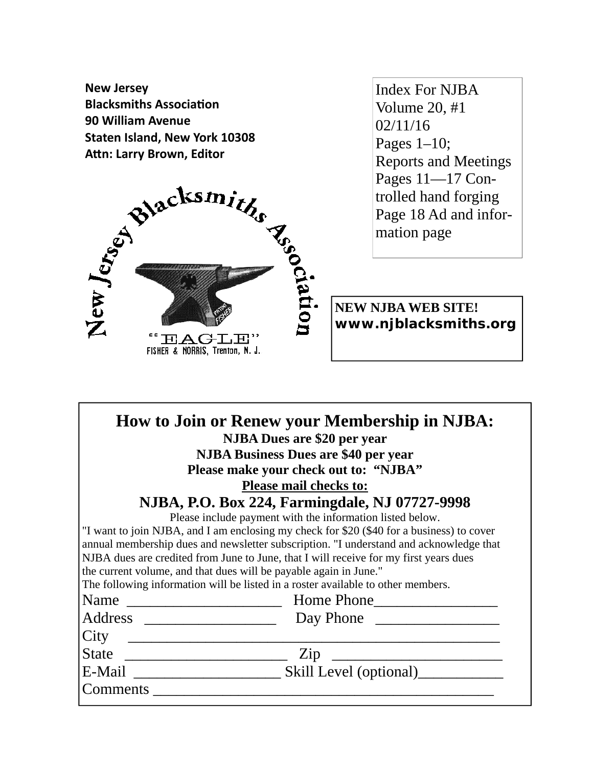**New Jersey**
**Blacksmiths Association**
**90 William Avenue**
**Staten Island, New York 10308**
**Attn: Larry Brown, Editor**

New Jersey Blacksmiths Association

"EAGLE"
FISHER & NORRIS, Trenton, N. J.

Index For NJBA
Volume 20, #1
02/11/16
Pages 1–10;
Reports and Meetings
Pages 11—17 Controlled hand forging
Page 18 Ad and information page

**NEW NJBA WEB SITE!**
**www.njblacksmiths.org**

## How to Join or Renew your Membership in NJBA:

**NJBA Dues are $20 per year**
**NJBA Business Dues are $40 per year**
**Please make your check out to: "NJBA"**
**Please mail checks to:**

### NJBA, P.O. Box 224, Farmingdale, NJ 07727-9998

Please include payment with the information listed below.

"I want to join NJBA, and I am enclosing my check for $20 ($40 for a business) to cover annual membership dues and newsletter subscription. "I understand and acknowledge that NJBA dues are credited from June to June, that I will receive for my first years dues the current volume, and that dues will be payable again in June."

The following information will be listed in a roster available to other members.

Name ____________________ Home Phone________________

Address _________________ Day Phone ________________

City ________________________________________________

State _____________________ Zip ______________________

E-Mail ___________________ Skill Level (optional)___________

Comments ____________________________________________